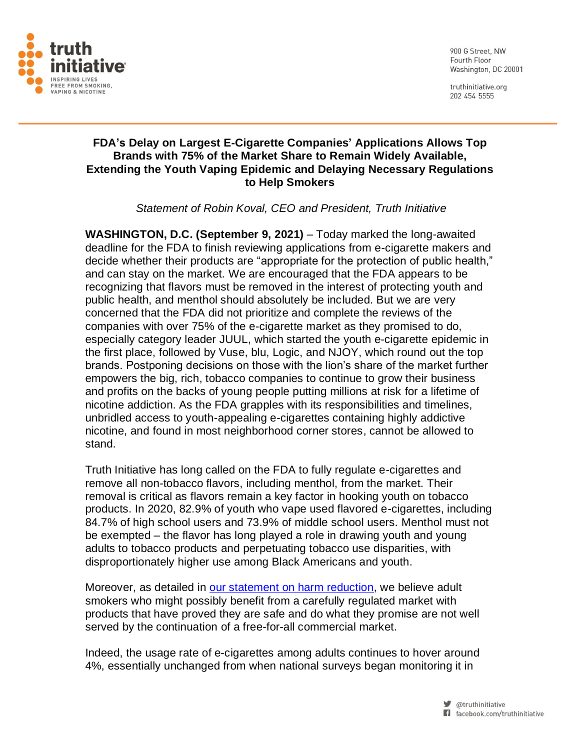truth initiative

INSPIRING LIVES FREE FROM SMOKING, VAPING & NICOTINE

900 G Street, NW
Fourth Floor
Washington, DC 20001

truthinitiative.org
202 454 5555

# FDA's Delay on Largest E-Cigarette Companies' Applications Allows Top Brands with 75% of the Market Share to Remain Widely Available, Extending the Youth Vaping Epidemic and Delaying Necessary Regulations to Help Smokers

*Statement of Robin Koval, CEO and President, Truth Initiative*

**WASHINGTON, D.C. (September 9, 2021)** – Today marked the long-awaited deadline for the FDA to finish reviewing applications from e-cigarette makers and decide whether their products are "appropriate for the protection of public health," and can stay on the market. We are encouraged that the FDA appears to be recognizing that flavors must be removed in the interest of protecting youth and public health, and menthol should absolutely be included. But we are very concerned that the FDA did not prioritize and complete the reviews of the companies with over 75% of the e-cigarette market as they promised to do, especially category leader JUUL, which started the youth e-cigarette epidemic in the first place, followed by Vuse, blu, Logic, and NJOY, which round out the top brands. Postponing decisions on those with the lion's share of the market further empowers the big, rich, tobacco companies to continue to grow their business and profits on the backs of young people putting millions at risk for a lifetime of nicotine addiction. As the FDA grapples with its responsibilities and timelines, unbridled access to youth-appealing e-cigarettes containing highly addictive nicotine, and found in most neighborhood corner stores, cannot be allowed to stand.

Truth Initiative has long called on the FDA to fully regulate e-cigarettes and remove all non-tobacco flavors, including menthol, from the market. Their removal is critical as flavors remain a key factor in hooking youth on tobacco products. In 2020, 82.9% of youth who vape used flavored e-cigarettes, including 84.7% of high school users and 73.9% of middle school users. Menthol must not be exempted – the flavor has long played a role in drawing youth and young adults to tobacco products and perpetuating tobacco use disparities, with disproportionately higher use among Black Americans and youth.

Moreover, as detailed in [our statement on harm reduction], we believe adult smokers who might possibly benefit from a carefully regulated market with products that have proved they are safe and do what they promise are not well served by the continuation of a free-for-all commercial market.

Indeed, the usage rate of e-cigarettes among adults continues to hover around 4%, essentially unchanged from when national surveys began monitoring it in

@truthinitiative
facebook.com/truthinitiative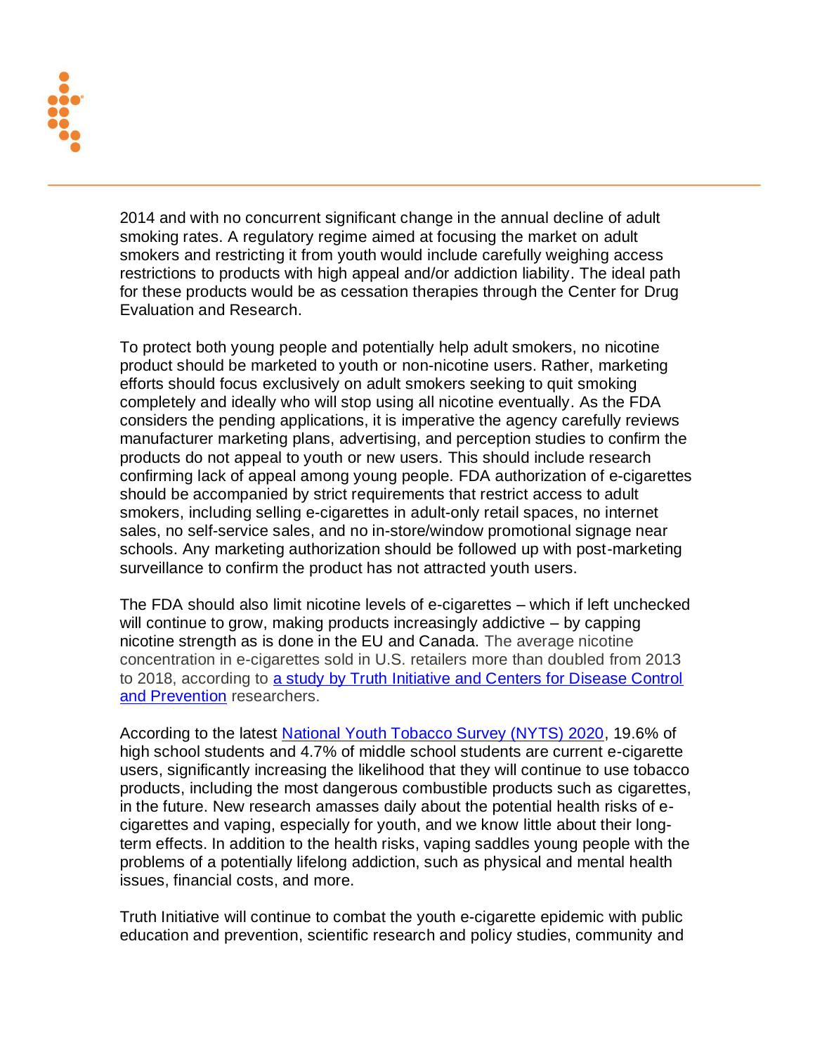2014 and with no concurrent significant change in the annual decline of adult smoking rates. A regulatory regime aimed at focusing the market on adult smokers and restricting it from youth would include carefully weighing access restrictions to products with high appeal and/or addiction liability. The ideal path for these products would be as cessation therapies through the Center for Drug Evaluation and Research.

To protect both young people and potentially help adult smokers, no nicotine product should be marketed to youth or non-nicotine users. Rather, marketing efforts should focus exclusively on adult smokers seeking to quit smoking completely and ideally who will stop using all nicotine eventually. As the FDA considers the pending applications, it is imperative the agency carefully reviews manufacturer marketing plans, advertising, and perception studies to confirm the products do not appeal to youth or new users. This should include research confirming lack of appeal among young people. FDA authorization of e-cigarettes should be accompanied by strict requirements that restrict access to adult smokers, including selling e-cigarettes in adult-only retail spaces, no internet sales, no self-service sales, and no in-store/window promotional signage near schools. Any marketing authorization should be followed up with post-marketing surveillance to confirm the product has not attracted youth users.

The FDA should also limit nicotine levels of e-cigarettes – which if left unchecked will continue to grow, making products increasingly addictive – by capping nicotine strength as is done in the EU and Canada. The average nicotine concentration in e-cigarettes sold in U.S. retailers more than doubled from 2013 to 2018, according to [a study by Truth Initiative and Centers for Disease Control and Prevention]() researchers.

According to the latest [National Youth Tobacco Survey (NYTS) 2020](), 19.6% of high school students and 4.7% of middle school students are current e-cigarette users, significantly increasing the likelihood that they will continue to use tobacco products, including the most dangerous combustible products such as cigarettes, in the future. New research amasses daily about the potential health risks of e-cigarettes and vaping, especially for youth, and we know little about their long-term effects. In addition to the health risks, vaping saddles young people with the problems of a potentially lifelong addiction, such as physical and mental health issues, financial costs, and more.

Truth Initiative will continue to combat the youth e-cigarette epidemic with public education and prevention, scientific research and policy studies, community and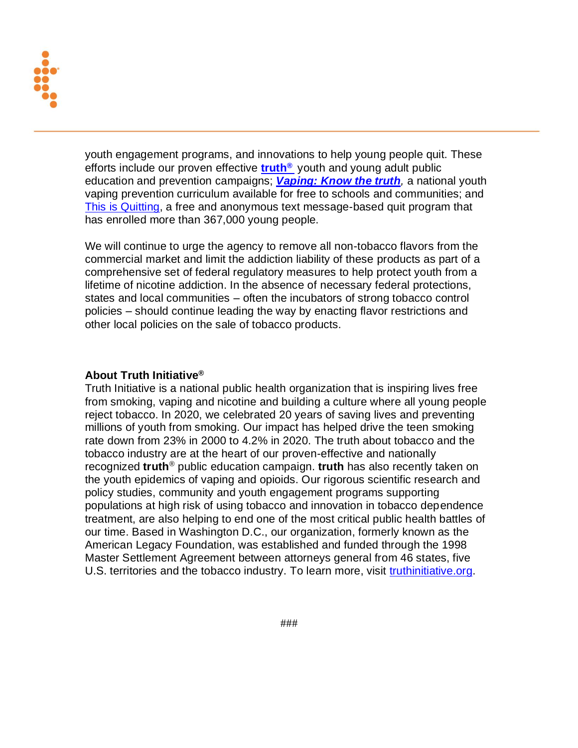youth engagement programs, and innovations to help young people quit. These efforts include our proven effective **truth®** youth and young adult public education and prevention campaigns; ***Vaping: Know the truth***, a national youth vaping prevention curriculum available for free to schools and communities; and This is Quitting, a free and anonymous text message-based quit program that has enrolled more than 367,000 young people.

We will continue to urge the agency to remove all non-tobacco flavors from the commercial market and limit the addiction liability of these products as part of a comprehensive set of federal regulatory measures to help protect youth from a lifetime of nicotine addiction. In the absence of necessary federal protections, states and local communities – often the incubators of strong tobacco control policies – should continue leading the way by enacting flavor restrictions and other local policies on the sale of tobacco products.

**About Truth Initiative®**

Truth Initiative is a national public health organization that is inspiring lives free from smoking, vaping and nicotine and building a culture where all young people reject tobacco. In 2020, we celebrated 20 years of saving lives and preventing millions of youth from smoking. Our impact has helped drive the teen smoking rate down from 23% in 2000 to 4.2% in 2020. The truth about tobacco and the tobacco industry are at the heart of our proven-effective and nationally recognized **truth**® public education campaign. **truth** has also recently taken on the youth epidemics of vaping and opioids. Our rigorous scientific research and policy studies, community and youth engagement programs supporting populations at high risk of using tobacco and innovation in tobacco dependence treatment, are also helping to end one of the most critical public health battles of our time. Based in Washington D.C., our organization, formerly known as the American Legacy Foundation, was established and funded through the 1998 Master Settlement Agreement between attorneys general from 46 states, five U.S. territories and the tobacco industry. To learn more, visit truthinitiative.org.

###